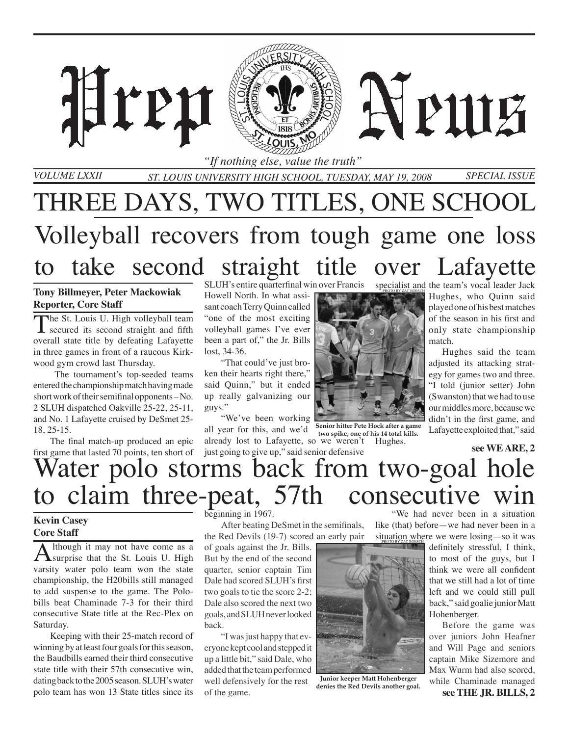# Prep News

*"If nothing else, value the truth"*

*VOLUME LXXII* *ST. LOUIS UNIVERSITY HIGH SCHOOL, TUESDAY, MAY 19, 2008* *SPECIAL ISSUE*

# THREE DAYS, TWO TITLES, ONE SCHOOL

## Volleyball recovers from tough game one loss to take second straight title over Lafayette

**Tony Billmeyer, Peter Mackowiak**
**Reporter, Core Staff**

The St. Louis U. High volleyball team secured its second straight and fifth overall state title by defeating Lafayette in three games in front of a raucous Kirkwood gym crowd last Thursday.

The tournament's top-seeded teams entered the championship match having made short work of their semifinal opponents – No. 2 SLUH dispatched Oakville 25-22, 25-11, and No. 1 Lafayette cruised by DeSmet 25-18, 25-15.

The final match-up produced an epic first game that lasted 70 points, ten short of SLUH's entire quarterfinal win over Francis Howell North. In what assisant coach Terry Quinn called "one of the most exciting volleyball games I've ever been a part of," the Jr. Bills lost, 34-36.

"That could've just broken their hearts right there," said Quinn," but it ended up really galvanizing our guys."

"We've been working all year for this, and we'd already lost to Lafayette, so we weren't just going to give up," said senior defensive specialist and the team's vocal leader Jack Hughes, who Quinn said played one of his best matches of the season in his first and only state championship match.

PHOTO BY ZAC BOESCH

**Senior hitter Pete Hock after a game two spike, one of his 14 total kills.**

Hughes said the team adjusted its attacking strategy for games two and three. "I told (junior setter) John (Swanston) that we had to use our middles more, because we didn't in the first game, and Lafayette exploited that," said Hughes.

**see WE ARE, 2**

## Water polo storms back from two-goal hole to claim three-peat, 57th consecutive win

**Kevin Casey**
**Core Staff**

Although it may not have come as a surprise that the St. Louis U. High varsity water polo team won the state championship, the H20bills still managed to add suspense to the game. The Polobills beat Chaminade 7-3 for their third consecutive State title at the Rec-Plex on Saturday.

Keeping with their 25-match record of winning by at least four goals for this season, the Baudbills earned their third consecutive state title with their 57th consecutive win, dating back to the 2005 season. SLUH's water polo team has won 13 State titles since its beginning in 1967.

After beating DeSmet in the semifinals, the Red Devils (19-7) scored an early pair of goals against the Jr. Bills. But by the end of the second quarter, senior captain Tim Dale had scored SLUH's first two goals to tie the score 2-2; Dale also scored the next two goals, and SLUH never looked back.

"I was just happy that everyone kept cool and stepped it up a little bit," said Dale, who added that the team performed well defensively for the rest of the game.

"We had never been in a situation like (that) before—we had never been in a situation where we were losing—so it was definitely stressful, I think, to most of the guys, but I think we were all confident that we still had a lot of time left and we could still pull back," said goalie junior Matt Hohenberger.

PHOTO BY ZAC BOESCH

**Junior keeper Matt Hohenberger denies the Red Devils another goal.**

Before the game was over juniors John Heafner and Will Page and seniors captain Mike Sizemore and Max Wurm had also scored, while Chaminade managed

**see THE JR. BILLS, 2**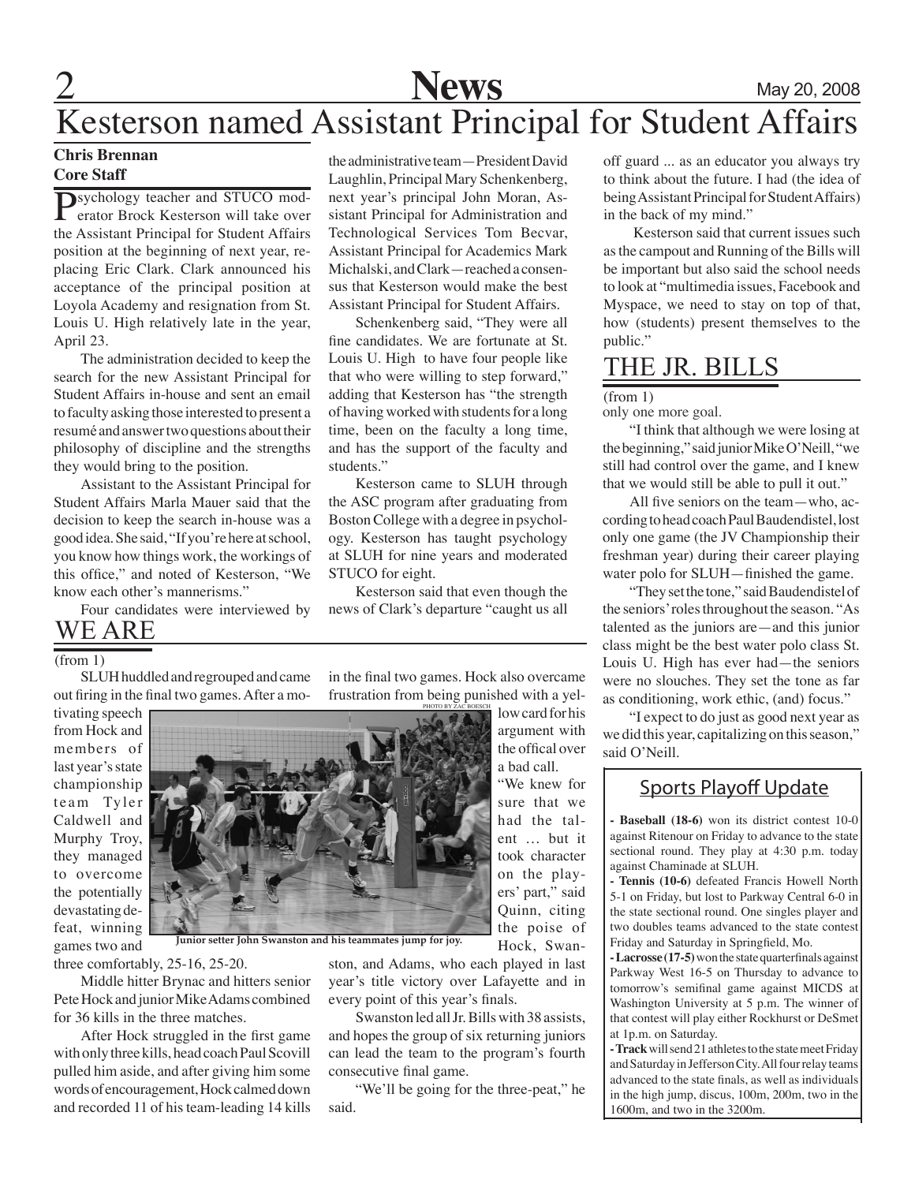# Kesterson named Assistant Principal for Student Affairs

**Chris Brennan**
**Core Staff**

Psychology teacher and STUCO moderator Brock Kesterson will take over the Assistant Principal for Student Affairs position at the beginning of next year, replacing Eric Clark. Clark announced his acceptance of the principal position at Loyola Academy and resignation from St. Louis U. High relatively late in the year, April 23.

The administration decided to keep the search for the new Assistant Principal for Student Affairs in-house and sent an email to faculty asking those interested to present a resumé and answer two questions about their philosophy of discipline and the strengths they would bring to the position.

Assistant to the Assistant Principal for Student Affairs Marla Mauer said that the decision to keep the search in-house was a good idea. She said, "If you're here at school, you know how things work, the workings of this office," and noted of Kesterson, "We know each other's mannerisms."

Four candidates were interviewed by the administrative team—President David Laughlin, Principal Mary Schenkenberg, next year's principal John Moran, Assistant Principal for Administration and Technological Services Tom Becvar, Assistant Principal for Academics Mark Michalski, and Clark—reached a consensus that Kesterson would make the best Assistant Principal for Student Affairs.

Schenkenberg said, "They were all fine candidates. We are fortunate at St. Louis U. High to have four people like that who were willing to step forward," adding that Kesterson has "the strength of having worked with students for a long time, been on the faculty a long time, and has the support of the faculty and students."

Kesterson came to SLUH through the ASC program after graduating from Boston College with a degree in psychology. Kesterson has taught psychology at SLUH for nine years and moderated STUCO for eight.

Kesterson said that even though the news of Clark's departure "caught us all off guard ... as an educator you always try to think about the future. I had (the idea of being Assistant Principal for Student Affairs) in the back of my mind."

Kesterson said that current issues such as the campout and Running of the Bills will be important but also said the school needs to look at "multimedia issues, Facebook and Myspace, we need to stay on top of that, how (students) present themselves to the public."

## WE ARE

(from 1)

SLUH huddled and regrouped and came out firing in the final two games. After a motivating speech from Hock and members of last year's state championship team Tyler Caldwell and Murphy Troy, they managed to overcome the potentially devastating defeat, winning games two and three comfortably, 25-16, 25-20.

Middle hitter Brynac and hitters senior Pete Hock and junior Mike Adams combined for 36 kills in the three matches.

After Hock struggled in the first game with only three kills, head coach Paul Scovill pulled him aside, and after giving him some words of encouragement, Hock calmed down and recorded 11 of his team-leading 14 kills in the final two games. Hock also overcame frustration from being punished with a yellow card for his argument with the offical over a bad call.

PHOTO BY ZAC BOESCH

Junior setter John Swanston and his teammates jump for joy.

"We knew for sure that we had the talent … but it took character on the players' part," said Quinn, citing the poise of Hock, Swanston, and Adams, who each played in last year's title victory over Lafayette and in every point of this year's finals.

Swanston led all Jr. Bills with 38 assists, and hopes the group of six returning juniors can lead the team to the program's fourth consecutive final game.

"We'll be going for the three-peat," he said.

## THE JR. BILLS

(from 1)

only one more goal.

"I think that although we were losing at the beginning," said junior Mike O'Neill, "we still had control over the game, and I knew that we would still be able to pull it out."

All five seniors on the team—who, according to head coach Paul Baudendistel, lost only one game (the JV Championship their freshman year) during their career playing water polo for SLUH—finished the game.

"They set the tone," said Baudendistel of the seniors' roles throughout the season. "As talented as the juniors are—and this junior class might be the best water polo class St. Louis U. High has ever had—the seniors were no slouches. They set the tone as far as conditioning, work ethic, (and) focus."

"I expect to do just as good next year as we did this year, capitalizing on this season," said O'Neill.

### Sports Playoff Update

- **Baseball (18-6)** won its district contest 10-0 against Ritenour on Friday to advance to the state sectional round. They play at 4:30 p.m. today against Chaminade at SLUH.
- **Tennis (10-6)** defeated Francis Howell North 5-1 on Friday, but lost to Parkway Central 6-0 in the state sectional round. One singles player and two doubles teams advanced to the state contest Friday and Saturday in Springfield, Mo.
- **Lacrosse (17-5)** won the state quarterfinals against Parkway West 16-5 on Thursday to advance to tomorrow's semifinal game against MICDS at Washington University at 5 p.m. The winner of that contest will play either Rockhurst or DeSmet at 1p.m. on Saturday.
- **Track** will send 21 athletes to the state meet Friday and Saturday in Jefferson City. All four relay teams advanced to the state finals, as well as individuals in the high jump, discus, 100m, 200m, two in the 1600m, and two in the 3200m.